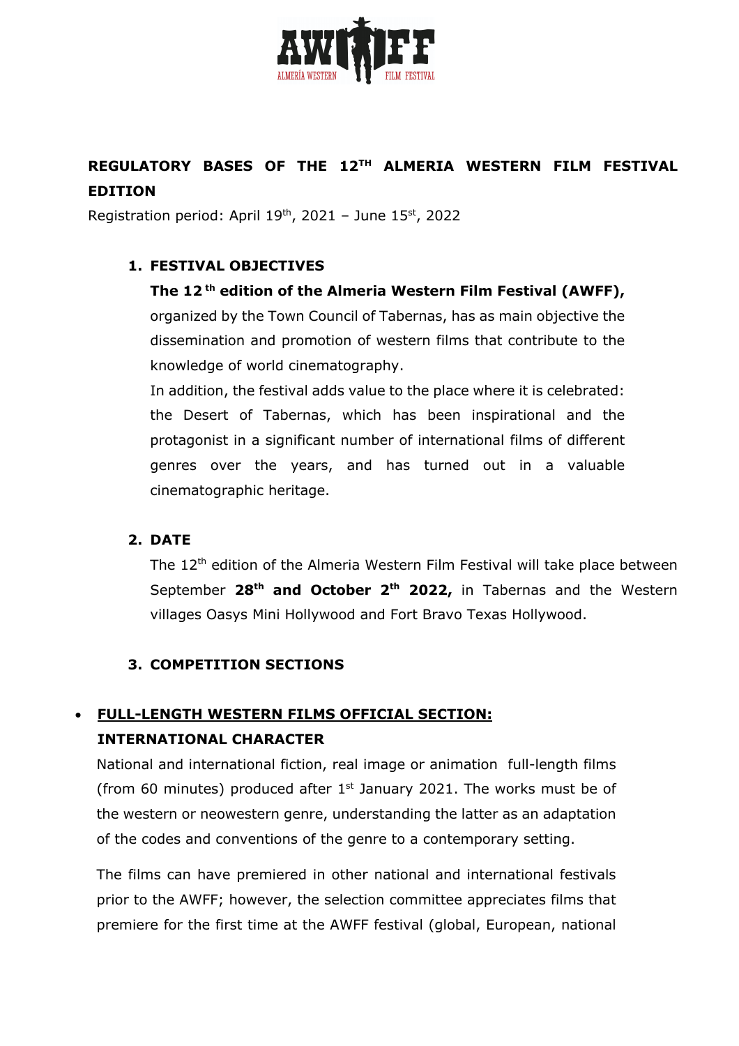# REGULATORY BASES OF THE 12TH ALMERIA WESTERN FILM FESTIVAL EDITION

Registration period: April 19th, 2021 – June 15st, 2022

## 1. FESTIVAL OBJECTIVES

**The 12 th edition of the Almeria Western Film Festival (AWFF),** organized by the Town Council of Tabernas, has as main objective the dissemination and promotion of western films that contribute to the knowledge of world cinematography.

In addition, the festival adds value to the place where it is celebrated: the Desert of Tabernas, which has been inspirational and the protagonist in a significant number of international films of different genres over the years, and has turned out in a valuable cinematographic heritage.

## 2. DATE

The 12th edition of the Almeria Western Film Festival will take place between September **28th and October 2th 2022,** in Tabernas and the Western villages Oasys Mini Hollywood and Fort Bravo Texas Hollywood.

## 3. COMPETITION SECTIONS

- **FULL-LENGTH WESTERN FILMS OFFICIAL SECTION:**
  **INTERNATIONAL CHARACTER**

  National and international fiction, real image or animation full-length films (from 60 minutes) produced after 1st January 2021. The works must be of the western or neowestern genre, understanding the latter as an adaptation of the codes and conventions of the genre to a contemporary setting.

  The films can have premiered in other national and international festivals prior to the AWFF; however, the selection committee appreciates films that premiere for the first time at the AWFF festival (global, European, national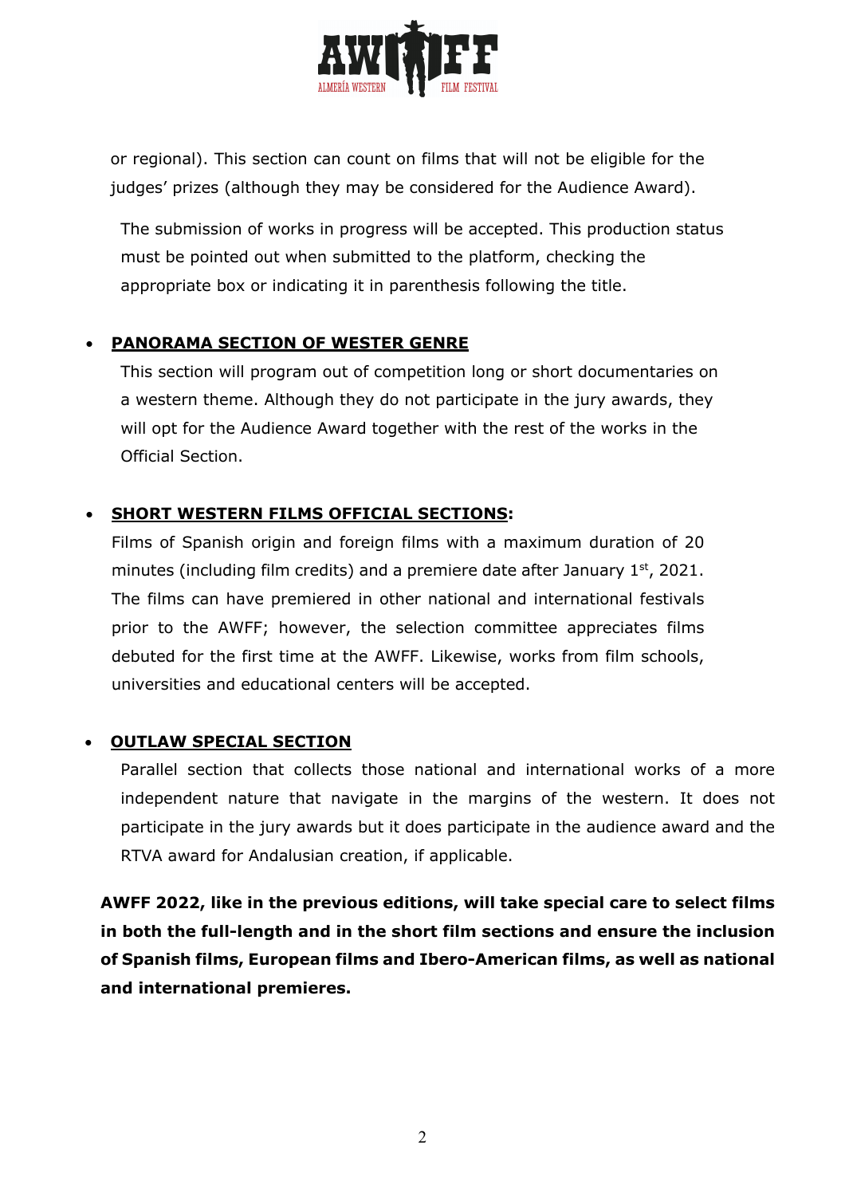or regional). This section can count on films that will not be eligible for the judges' prizes (although they may be considered for the Audience Award).

The submission of works in progress will be accepted. This production status must be pointed out when submitted to the platform, checking the appropriate box or indicating it in parenthesis following the title.

- **PANORAMA SECTION OF WESTER GENRE**

  This section will program out of competition long or short documentaries on a western theme. Although they do not participate in the jury awards, they will opt for the Audience Award together with the rest of the works in the Official Section.

- **SHORT WESTERN FILMS OFFICIAL SECTIONS:**

  Films of Spanish origin and foreign films with a maximum duration of 20 minutes (including film credits) and a premiere date after January 1st, 2021. The films can have premiered in other national and international festivals prior to the AWFF; however, the selection committee appreciates films debuted for the first time at the AWFF. Likewise, works from film schools, universities and educational centers will be accepted.

- **OUTLAW SPECIAL SECTION**

  Parallel section that collects those national and international works of a more independent nature that navigate in the margins of the western. It does not participate in the jury awards but it does participate in the audience award and the RTVA award for Andalusian creation, if applicable.

**AWFF 2022, like in the previous editions, will take special care to select films in both the full-length and in the short film sections and ensure the inclusion of Spanish films, European films and Ibero-American films, as well as national and international premieres.**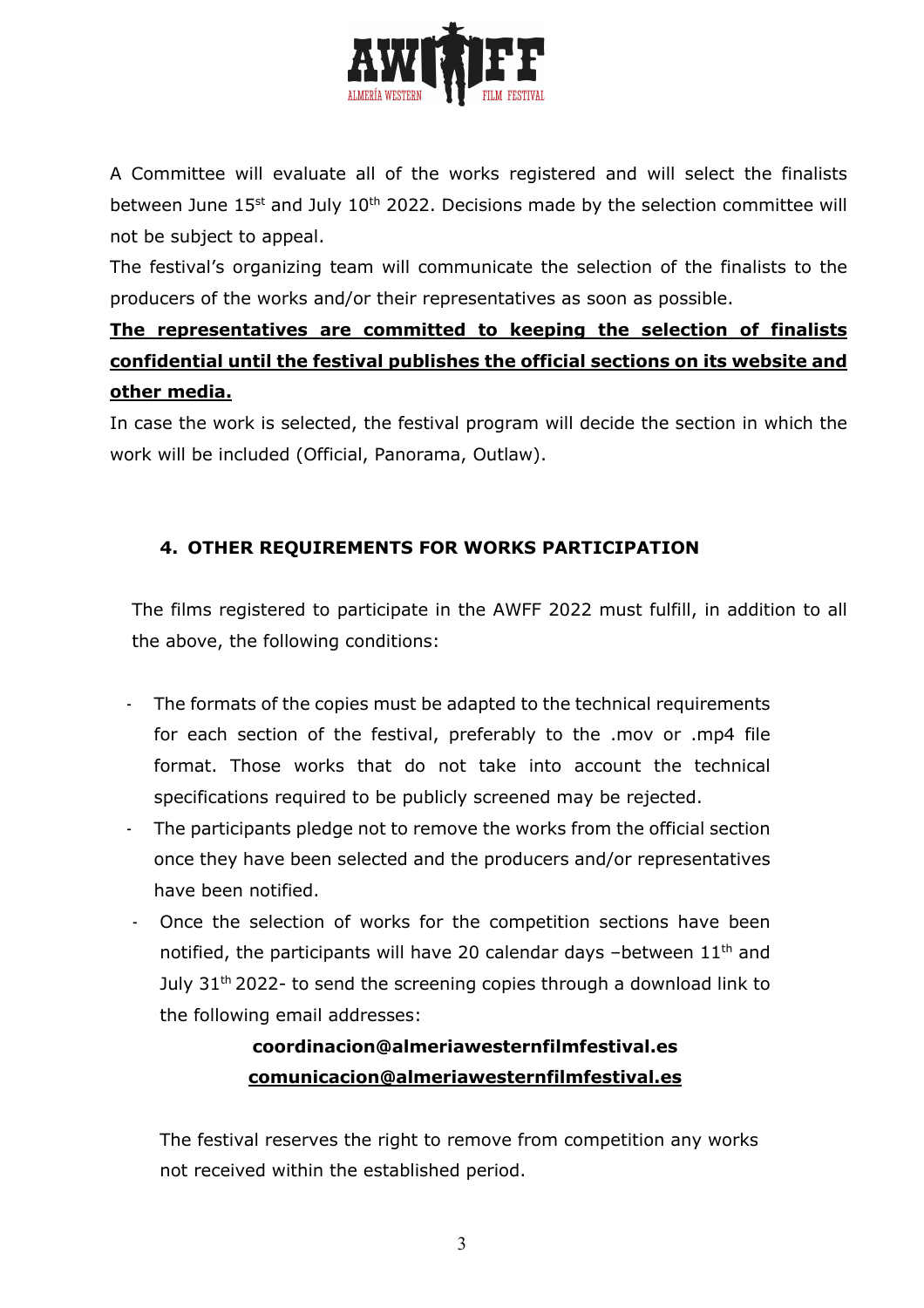A Committee will evaluate all of the works registered and will select the finalists between June 15st and July 10th 2022. Decisions made by the selection committee will not be subject to appeal.

The festival's organizing team will communicate the selection of the finalists to the producers of the works and/or their representatives as soon as possible.

**The representatives are committed to keeping the selection of finalists confidential until the festival publishes the official sections on its website and other media.**

In case the work is selected, the festival program will decide the section in which the work will be included (Official, Panorama, Outlaw).

## 4. OTHER REQUIREMENTS FOR WORKS PARTICIPATION

The films registered to participate in the AWFF 2022 must fulfill, in addition to all the above, the following conditions:

- The formats of the copies must be adapted to the technical requirements for each section of the festival, preferably to the .mov or .mp4 file format. Those works that do not take into account the technical specifications required to be publicly screened may be rejected.
- The participants pledge not to remove the works from the official section once they have been selected and the producers and/or representatives have been notified.
- Once the selection of works for the competition sections have been notified, the participants will have 20 calendar days –between 11th and July 31th 2022- to send the screening copies through a download link to the following email addresses:

**coordinacion@almeriawesternfilmfestival.es**

**comunicacion@almeriawesternfilmfestival.es**

The festival reserves the right to remove from competition any works not received within the established period.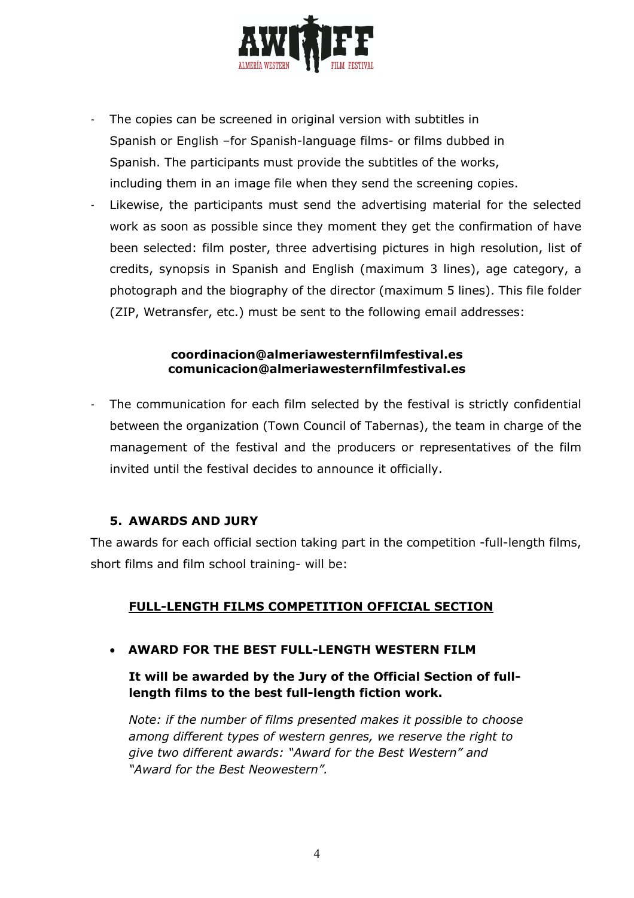- The copies can be screened in original version with subtitles in Spanish or English –for Spanish-language films- or films dubbed in Spanish. The participants must provide the subtitles of the works, including them in an image file when they send the screening copies.
- Likewise, the participants must send the advertising material for the selected work as soon as possible since they moment they get the confirmation of have been selected: film poster, three advertising pictures in high resolution, list of credits, synopsis in Spanish and English (maximum 3 lines), age category, a photograph and the biography of the director (maximum 5 lines). This file folder (ZIP, Wetransfer, etc.) must be sent to the following email addresses:

**coordinacion@almeriawesternfilmfestival.es**
**comunicacion@almeriawesternfilmfestival.es**

- The communication for each film selected by the festival is strictly confidential between the organization (Town Council of Tabernas), the team in charge of the management of the festival and the producers or representatives of the film invited until the festival decides to announce it officially.

## 5. AWARDS AND JURY

The awards for each official section taking part in the competition -full-length films, short films and film school training- will be:

### FULL-LENGTH FILMS COMPETITION OFFICIAL SECTION

- **AWARD FOR THE BEST FULL-LENGTH WESTERN FILM**

  **It will be awarded by the Jury of the Official Section of full-length films to the best full-length fiction work.**

  *Note: if the number of films presented makes it possible to choose among different types of western genres, we reserve the right to give two different awards: "Award for the Best Western" and "Award for the Best Neowestern".*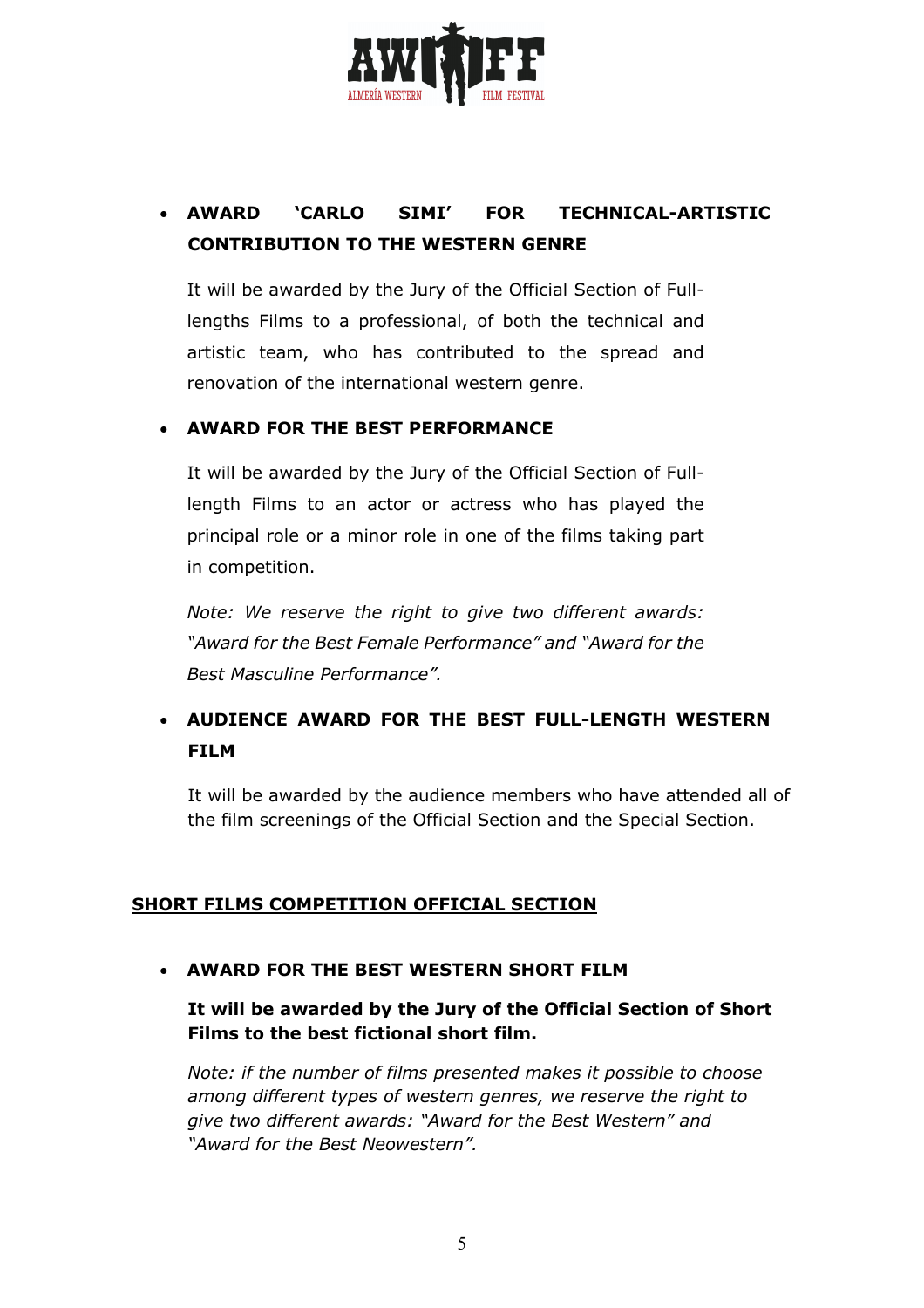- **AWARD 'CARLO SIMI' FOR TECHNICAL-ARTISTIC CONTRIBUTION TO THE WESTERN GENRE**

  It will be awarded by the Jury of the Official Section of Full-lengths Films to a professional, of both the technical and artistic team, who has contributed to the spread and renovation of the international western genre.

- **AWARD FOR THE BEST PERFORMANCE**

  It will be awarded by the Jury of the Official Section of Full-length Films to an actor or actress who has played the principal role or a minor role in one of the films taking part in competition.

  *Note: We reserve the right to give two different awards: "Award for the Best Female Performance" and "Award for the Best Masculine Performance".*

- **AUDIENCE AWARD FOR THE BEST FULL-LENGTH WESTERN FILM**

  It will be awarded by the audience members who have attended all of the film screenings of the Official Section and the Special Section.

## SHORT FILMS COMPETITION OFFICIAL SECTION

- **AWARD FOR THE BEST WESTERN SHORT FILM**

  **It will be awarded by the Jury of the Official Section of Short Films to the best fictional short film.**

  *Note: if the number of films presented makes it possible to choose among different types of western genres, we reserve the right to give two different awards: "Award for the Best Western" and "Award for the Best Neowestern".*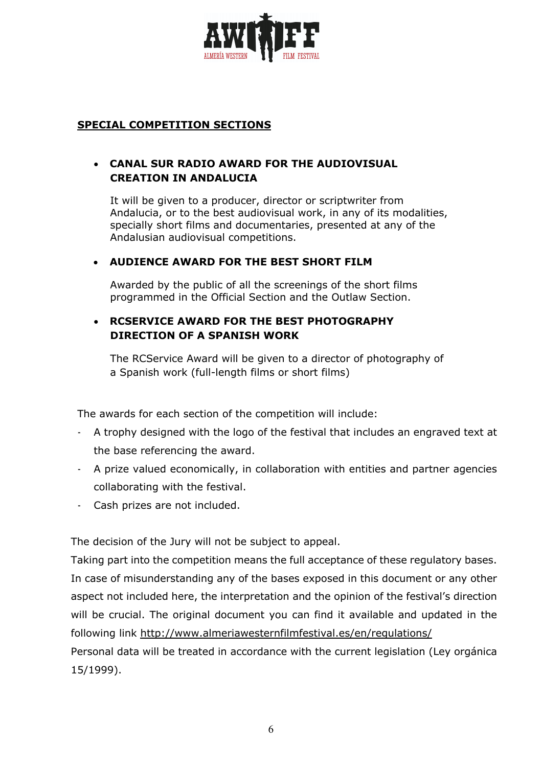## SPECIAL COMPETITION SECTIONS

- **CANAL SUR RADIO AWARD FOR THE AUDIOVISUAL CREATION IN ANDALUCIA**

  It will be given to a producer, director or scriptwriter from Andalucia, or to the best audiovisual work, in any of its modalities, specially short films and documentaries, presented at any of the Andalusian audiovisual competitions.

- **AUDIENCE AWARD FOR THE BEST SHORT FILM**

  Awarded by the public of all the screenings of the short films programmed in the Official Section and the Outlaw Section.

- **RCSERVICE AWARD FOR THE BEST PHOTOGRAPHY DIRECTION OF A SPANISH WORK**

  The RCService Award will be given to a director of photography of a Spanish work (full-length films or short films)

The awards for each section of the competition will include:

- A trophy designed with the logo of the festival that includes an engraved text at the base referencing the award.
- A prize valued economically, in collaboration with entities and partner agencies collaborating with the festival.
- Cash prizes are not included.

The decision of the Jury will not be subject to appeal.
Taking part into the competition means the full acceptance of these regulatory bases. In case of misunderstanding any of the bases exposed in this document or any other aspect not included here, the interpretation and the opinion of the festival's direction will be crucial. The original document you can find it available and updated in the following link http://www.almeriawesternfilmfestival.es/en/regulations/
Personal data will be treated in accordance with the current legislation (Ley orgánica 15/1999).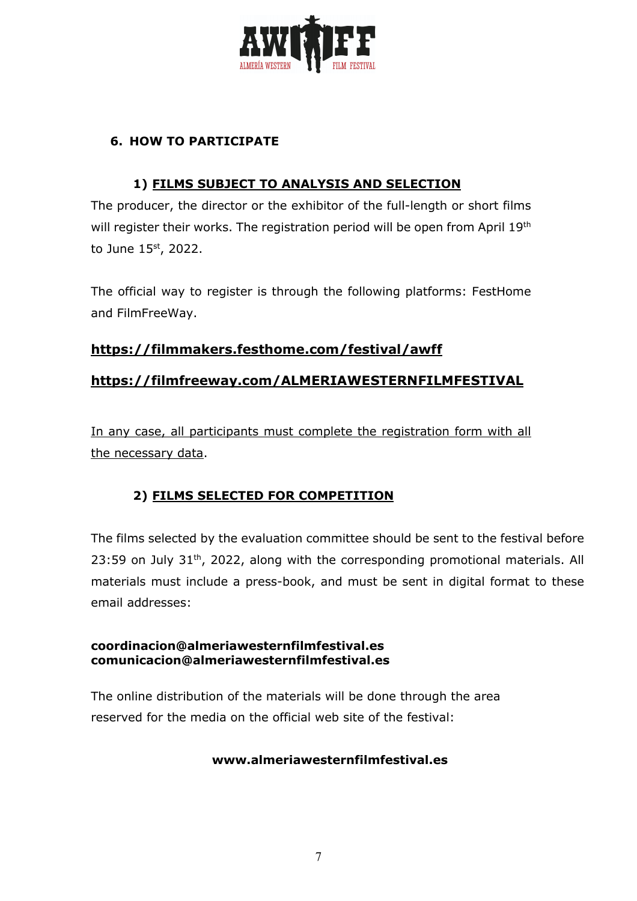## 6. HOW TO PARTICIPATE

### 1) FILMS SUBJECT TO ANALYSIS AND SELECTION

The producer, the director or the exhibitor of the full-length or short films will register their works. The registration period will be open from April 19th to June 15st, 2022.

The official way to register is through the following platforms: FestHome and FilmFreeWay.

**https://filmmakers.festhome.com/festival/awff**

**https://filmfreeway.com/ALMERIAWESTERNFILMFESTIVAL**

In any case, all participants must complete the registration form with all the necessary data.

### 2) FILMS SELECTED FOR COMPETITION

The films selected by the evaluation committee should be sent to the festival before 23:59 on July 31th, 2022, along with the corresponding promotional materials. All materials must include a press-book, and must be sent in digital format to these email addresses:

**coordinacion@almeriawesternfilmfestival.es**
**comunicacion@almeriawesternfilmfestival.es**

The online distribution of the materials will be done through the area reserved for the media on the official web site of the festival:

**www.almeriawesternfilmfestival.es**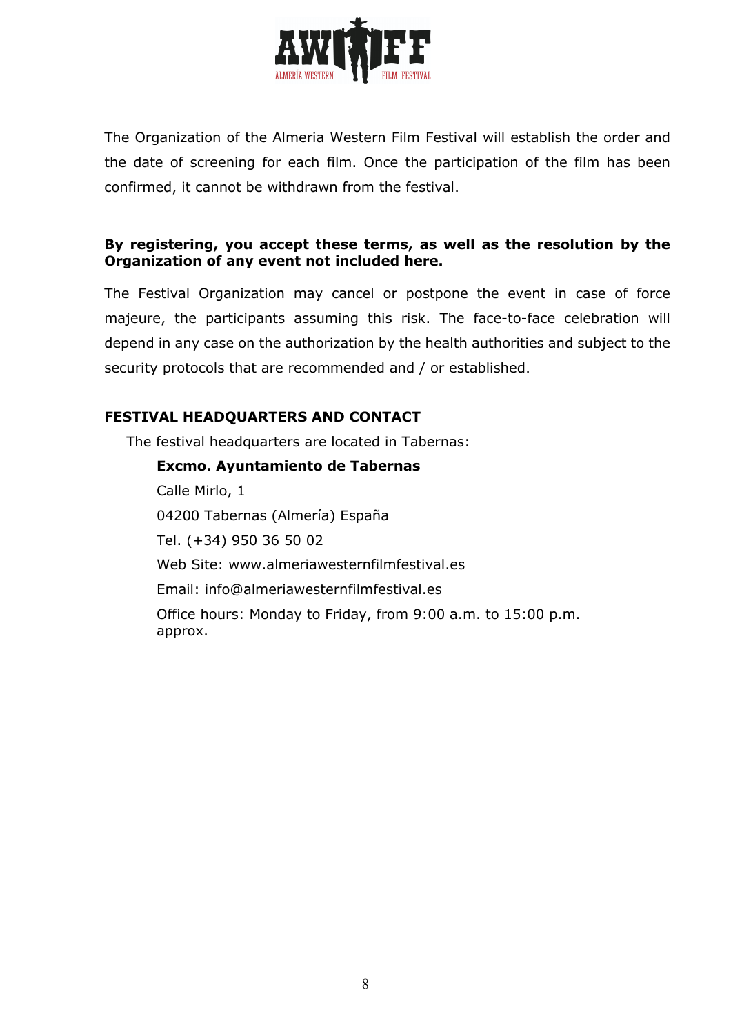The Organization of the Almeria Western Film Festival will establish the order and the date of screening for each film. Once the participation of the film has been confirmed, it cannot be withdrawn from the festival.

**By registering, you accept these terms, as well as the resolution by the Organization of any event not included here.**

The Festival Organization may cancel or postpone the event in case of force majeure, the participants assuming this risk. The face-to-face celebration will depend in any case on the authorization by the health authorities and subject to the security protocols that are recommended and / or established.

## FESTIVAL HEADQUARTERS AND CONTACT

The festival headquarters are located in Tabernas:

**Excmo. Ayuntamiento de Tabernas**

Calle Mirlo, 1

04200 Tabernas (Almería) España

Tel. (+34) 950 36 50 02

Web Site: www.almeriawesternfilmfestival.es

Email: info@almeriawesternfilmfestival.es

Office hours: Monday to Friday, from 9:00 a.m. to 15:00 p.m. approx.